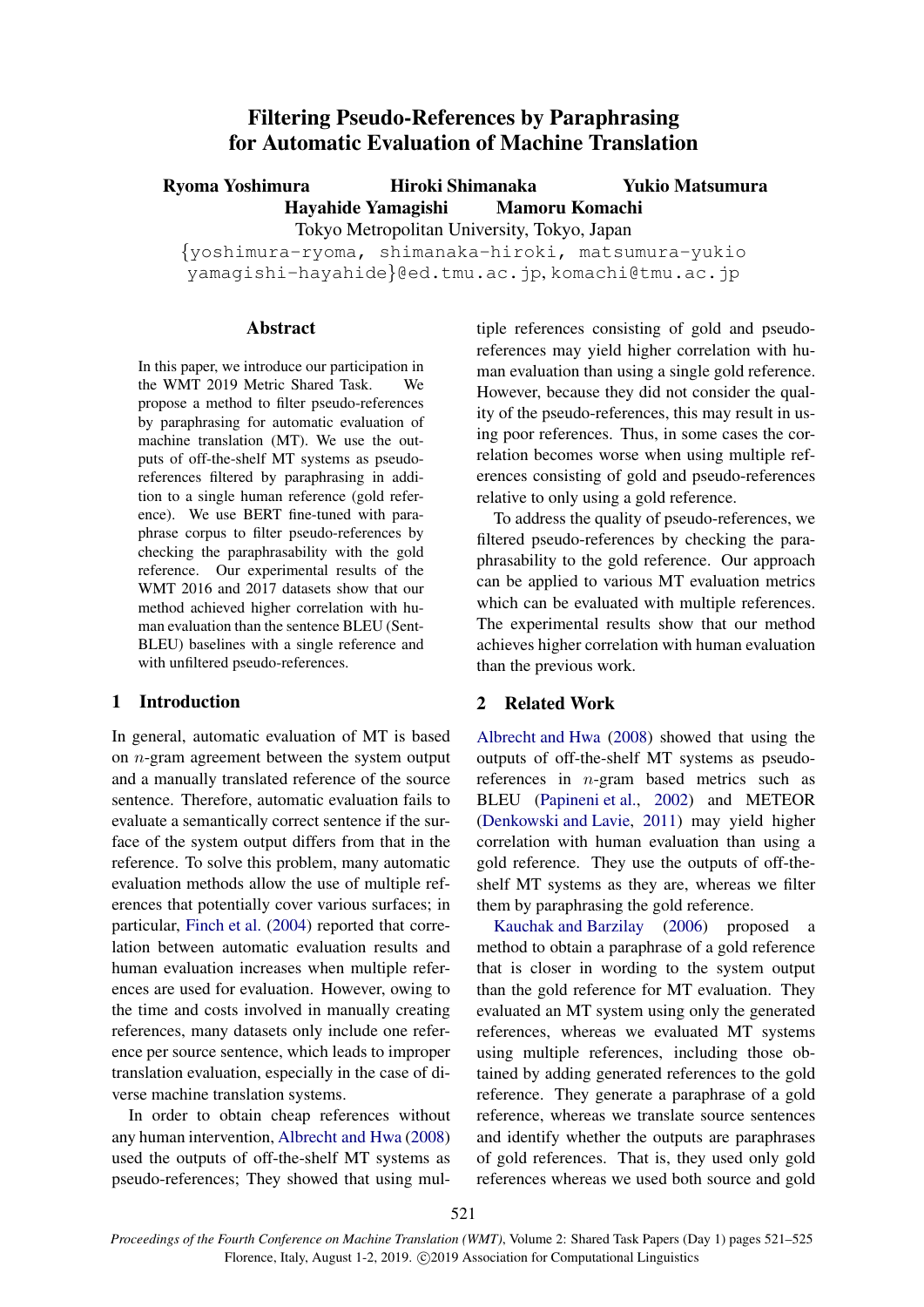# Filtering Pseudo-References by Paraphrasing for Automatic Evaluation of Machine Translation

**Ryoma Yoshimura** **Hiroki Shimanaka** **Yukio Matsumura**
**Hayahide Yamagishi** **Mamoru Komachi**

Tokyo Metropolitan University, Tokyo, Japan

{yoshimura-ryoma, shimanaka-hiroki, matsumura-yukio yamagishi-hayahide}@ed.tmu.ac.jp, komachi@tmu.ac.jp

## Abstract

In this paper, we introduce our participation in the WMT 2019 Metric Shared Task. We propose a method to filter pseudo-references by paraphrasing for automatic evaluation of machine translation (MT). We use the outputs of off-the-shelf MT systems as pseudo-references filtered by paraphrasing in addition to a single human reference (gold reference). We use BERT fine-tuned with paraphrase corpus to filter pseudo-references by checking the paraphrasability with the gold reference. Our experimental results of the WMT 2016 and 2017 datasets show that our method achieved higher correlation with human evaluation than the sentence BLEU (SentBLEU) baselines with a single reference and with unfiltered pseudo-references.

## 1 Introduction

In general, automatic evaluation of MT is based on $n$-gram agreement between the system output and a manually translated reference of the source sentence. Therefore, automatic evaluation fails to evaluate a semantically correct sentence if the surface of the system output differs from that in the reference. To solve this problem, many automatic evaluation methods allow the use of multiple references that potentially cover various surfaces; in particular, Finch et al. (2004) reported that correlation between automatic evaluation results and human evaluation increases when multiple references are used for evaluation. However, owing to the time and costs involved in manually creating references, many datasets only include one reference per source sentence, which leads to improper translation evaluation, especially in the case of diverse machine translation systems.

In order to obtain cheap references without any human intervention, Albrecht and Hwa (2008) used the outputs of off-the-shelf MT systems as pseudo-references; They showed that using multiple references consisting of gold and pseudo-references may yield higher correlation with human evaluation than using a single gold reference. However, because they did not consider the quality of the pseudo-references, this may result in using poor references. Thus, in some cases the correlation becomes worse when using multiple references consisting of gold and pseudo-references relative to only using a gold reference.

To address the quality of pseudo-references, we filtered pseudo-references by checking the paraphrasability to the gold reference. Our approach can be applied to various MT evaluation metrics which can be evaluated with multiple references. The experimental results show that our method achieves higher correlation with human evaluation than the previous work.

## 2 Related Work

Albrecht and Hwa (2008) showed that using the outputs of off-the-shelf MT systems as pseudo-references in $n$-gram based metrics such as BLEU (Papineni et al., 2002) and METEOR (Denkowski and Lavie, 2011) may yield higher correlation with human evaluation than using a gold reference. They use the outputs of off-the-shelf MT systems as they are, whereas we filter them by paraphrasing the gold reference.

Kauchak and Barzilay (2006) proposed a method to obtain a paraphrase of a gold reference that is closer in wording to the system output than the gold reference for MT evaluation. They evaluated an MT system using only the generated references, whereas we evaluated MT systems using multiple references, including those obtained by adding generated references to the gold reference. They generate a paraphrase of a gold reference, whereas we translate source sentences and identify whether the outputs are paraphrases of gold references. That is, they used only gold references whereas we used both source and gold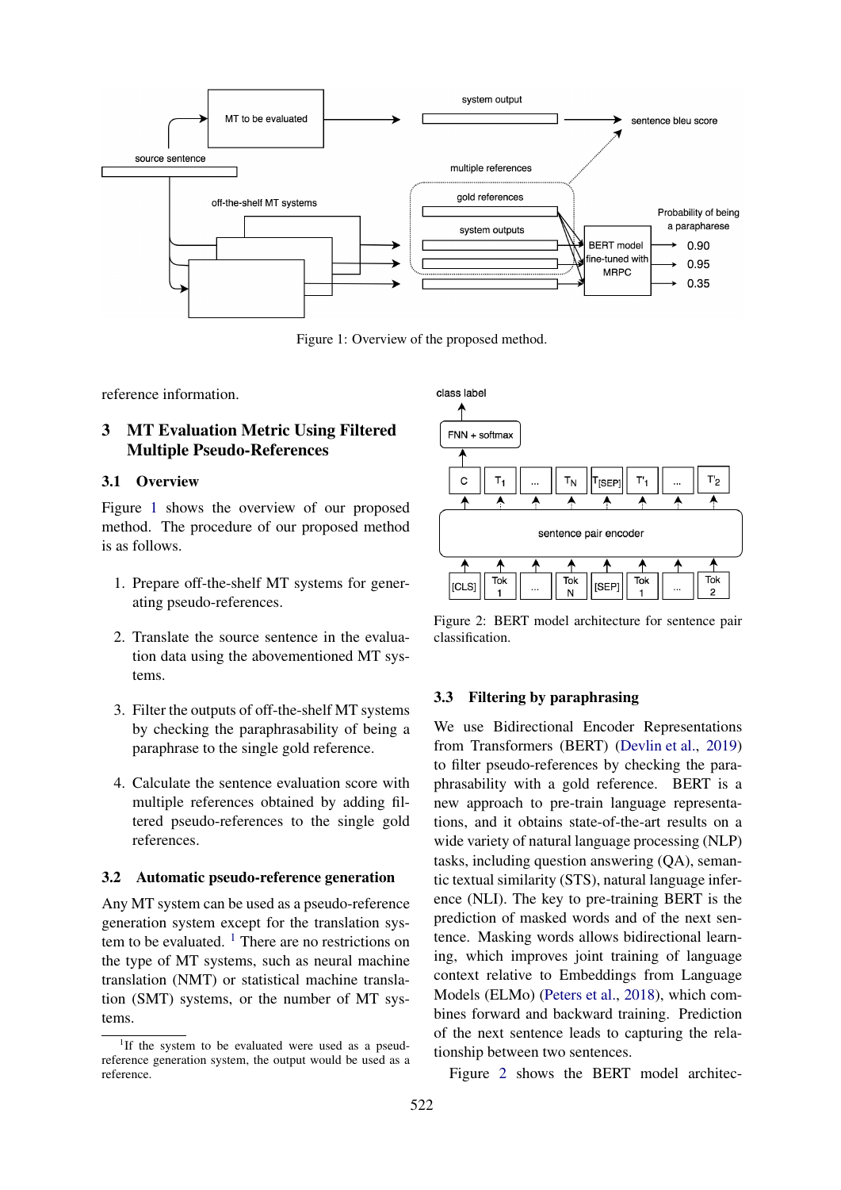Figure 1: Overview of the proposed method.

reference information.

## 3 MT Evaluation Metric Using Filtered Multiple Pseudo-References

### 3.1 Overview

Figure 1 shows the overview of our proposed method. The procedure of our proposed method is as follows.

1. Prepare off-the-shelf MT systems for generating pseudo-references.
2. Translate the source sentence in the evaluation data using the abovementioned MT systems.
3. Filter the outputs of off-the-shelf MT systems by checking the paraphrasability of being a paraphrase to the single gold reference.
4. Calculate the sentence evaluation score with multiple references obtained by adding filtered pseudo-references to the single gold references.

### 3.2 Automatic pseudo-reference generation

Any MT system can be used as a pseudo-reference generation system except for the translation system to be evaluated. [1] There are no restrictions on the type of MT systems, such as neural machine translation (NMT) or statistical machine translation (SMT) systems, or the number of MT systems.

[1]If the system to be evaluated were used as a pseudo-reference generation system, the output would be used as a reference.

Figure 2: BERT model architecture for sentence pair classification.

### 3.3 Filtering by paraphrasing

We use Bidirectional Encoder Representations from Transformers (BERT) (Devlin et al., 2019) to filter pseudo-references by checking the paraphrasability with a gold reference. BERT is a new approach to pre-train language representations, and it obtains state-of-the-art results on a wide variety of natural language processing (NLP) tasks, including question answering (QA), semantic textual similarity (STS), natural language inference (NLI). The key to pre-training BERT is the prediction of masked words and of the next sentence. Masking words allows bidirectional learning, which improves joint training of language context relative to Embeddings from Language Models (ELMo) (Peters et al., 2018), which combines forward and backward training. Prediction of the next sentence leads to capturing the relationship between two sentences.

Figure 2 shows the BERT model architec-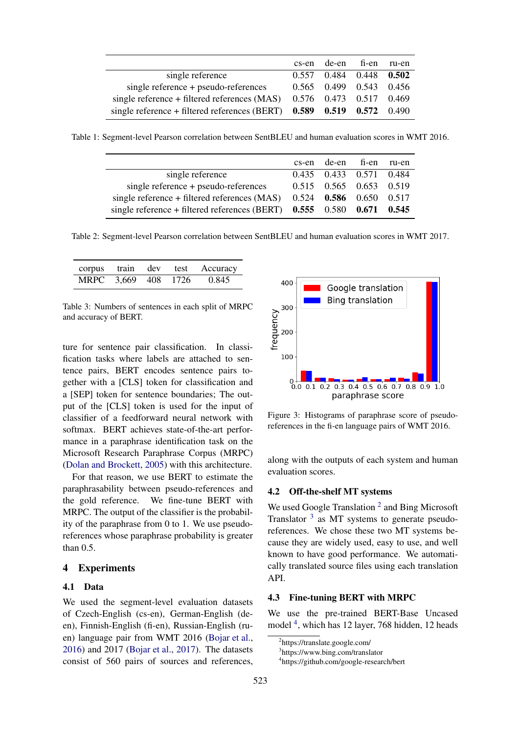| | cs-en | de-en | fi-en | ru-en |
|---|---|---|---|---|
| single reference | 0.557 | 0.484 | 0.448 | **0.502** |
| single reference + pseudo-references | 0.565 | 0.499 | 0.543 | 0.456 |
| single reference + filtered references (MAS) | 0.576 | 0.473 | 0.517 | 0.469 |
| single reference + filtered references (BERT) | **0.589** | **0.519** | **0.572** | 0.490 |

Table 1: Segment-level Pearson correlation between SentBLEU and human evaluation scores in WMT 2016.

| | cs-en | de-en | fi-en | ru-en |
|---|---|---|---|---|
| single reference | 0.435 | 0.433 | 0.571 | 0.484 |
| single reference + pseudo-references | 0.515 | 0.565 | 0.653 | 0.519 |
| single reference + filtered references (MAS) | 0.524 | **0.586** | 0.650 | 0.517 |
| single reference + filtered references (BERT) | **0.555** | 0.580 | **0.671** | **0.545** |

Table 2: Segment-level Pearson correlation between SentBLEU and human evaluation scores in WMT 2017.

| corpus | train | dev | test | Accuracy |
|---|---|---|---|---|
| MRPC | 3,669 | 408 | 1726 | 0.845 |

Table 3: Numbers of sentences in each split of MRPC and accuracy of BERT.

ture for sentence pair classification. In classification tasks where labels are attached to sentence pairs, BERT encodes sentence pairs together with a [CLS] token for classification and a [SEP] token for sentence boundaries; The output of the [CLS] token is used for the input of classifier of a feedforward neural network with softmax. BERT achieves state-of-the-art performance in a paraphrase identification task on the Microsoft Research Paraphrase Corpus (MRPC) (Dolan and Brockett, 2005) with this architecture.

For that reason, we use BERT to estimate the paraphrasability between pseudo-references and the gold reference. We fine-tune BERT with MRPC. The output of the classifier is the probability of the paraphrase from 0 to 1. We use pseudo-references whose paraphrase probability is greater than 0.5.

## 4 Experiments

### 4.1 Data

We used the segment-level evaluation datasets of Czech-English (cs-en), German-English (de-en), Finnish-English (fi-en), Russian-English (ru-en) language pair from WMT 2016 (Bojar et al., 2016) and 2017 (Bojar et al., 2017). The datasets consist of 560 pairs of sources and references, along with the outputs of each system and human evaluation scores.

Figure 3: Histograms of paraphrase score of pseudo-references in the fi-en language pairs of WMT 2016.

### 4.2 Off-the-shelf MT systems

We used Google Translation [2] and Bing Microsoft Translator [3] as MT systems to generate pseudo-references. We chose these two MT systems because they are widely used, easy to use, and well known to have good performance. We automatically translated source files using each translation API.

### 4.3 Fine-tuning BERT with MRPC

We use the pre-trained BERT-Base Uncased model [4], which has 12 layer, 768 hidden, 12 heads

[2] https://translate.google.com/
[3] https://www.bing.com/translator
[4] https://github.com/google-research/bert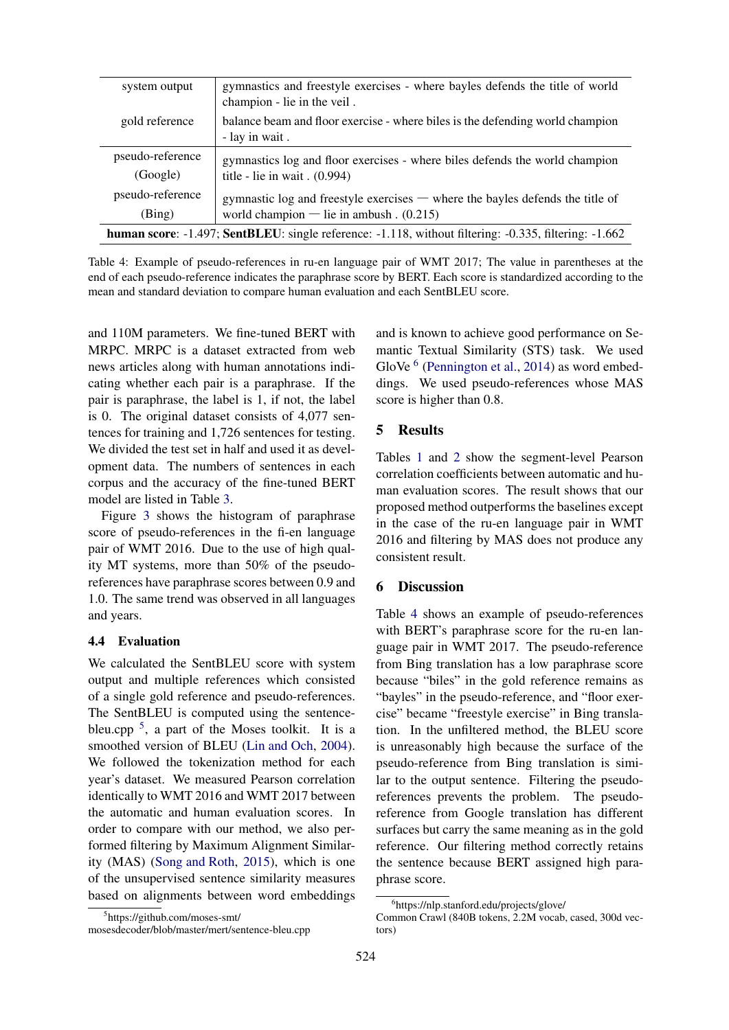| | |
|---|---|
| system output | gymnastics and freestyle exercises - where bayles defends the title of world champion - lie in the veil . |
| gold reference | balance beam and floor exercise - where biles is the defending world champion - lay in wait . |
| pseudo-reference (Google) | gymnastics log and floor exercises - where biles defends the world champion title - lie in wait . (0.994) |
| pseudo-reference (Bing) | gymnastic log and freestyle exercises — where the bayles defends the title of world champion — lie in ambush . (0.215) |
| **human score**: -1.497; **SentBLEU**: single reference: -1.118, without filtering: -0.335, filtering: -1.662 | |

Table 4: Example of pseudo-references in ru-en language pair of WMT 2017; The value in parentheses at the end of each pseudo-reference indicates the paraphrase score by BERT. Each score is standardized according to the mean and standard deviation to compare human evaluation and each SentBLEU score.

and 110M parameters. We fine-tuned BERT with MRPC. MRPC is a dataset extracted from web news articles along with human annotations indicating whether each pair is a paraphrase. If the pair is paraphrase, the label is 1, if not, the label is 0. The original dataset consists of 4,077 sentences for training and 1,726 sentences for testing. We divided the test set in half and used it as development data. The numbers of sentences in each corpus and the accuracy of the fine-tuned BERT model are listed in Table 3.

Figure 3 shows the histogram of paraphrase score of pseudo-references in the fi-en language pair of WMT 2016. Due to the use of high quality MT systems, more than 50% of the pseudo-references have paraphrase scores between 0.9 and 1.0. The same trend was observed in all languages and years.

### 4.4 Evaluation

We calculated the SentBLEU score with system output and multiple references which consisted of a single gold reference and pseudo-references. The SentBLEU is computed using the sentence-bleu.cpp [5], a part of the Moses toolkit. It is a smoothed version of BLEU (Lin and Och, 2004). We followed the tokenization method for each year's dataset. We measured Pearson correlation identically to WMT 2016 and WMT 2017 between the automatic and human evaluation scores. In order to compare with our method, we also performed filtering by Maximum Alignment Similarity (MAS) (Song and Roth, 2015), which is one of the unsupervised sentence similarity measures based on alignments between word embeddings and is known to achieve good performance on Semantic Textual Similarity (STS) task. We used GloVe [6] (Pennington et al., 2014) as word embeddings. We used pseudo-references whose MAS score is higher than 0.8.

## 5 Results

Tables 1 and 2 show the segment-level Pearson correlation coefficients between automatic and human evaluation scores. The result shows that our proposed method outperforms the baselines except in the case of the ru-en language pair in WMT 2016 and filtering by MAS does not produce any consistent result.

## 6 Discussion

Table 4 shows an example of pseudo-references with BERT's paraphrase score for the ru-en language pair in WMT 2017. The pseudo-reference from Bing translation has a low paraphrase score because "biles" in the gold reference remains as "bayles" in the pseudo-reference, and "floor exercise" became "freestyle exercise" in Bing translation. In the unfiltered method, the BLEU score is unreasonably high because the surface of the pseudo-reference from Bing translation is similar to the output sentence. Filtering the pseudo-references prevents the problem. The pseudo-reference from Google translation has different surfaces but carry the same meaning as in the gold reference. Our filtering method correctly retains the sentence because BERT assigned high paraphrase score.

[5] https://github.com/moses-smt/mosesdecoder/blob/master/mert/sentence-bleu.cpp

[6] https://nlp.stanford.edu/projects/glove/ Common Crawl (840B tokens, 2.2M vocab, cased, 300d vectors)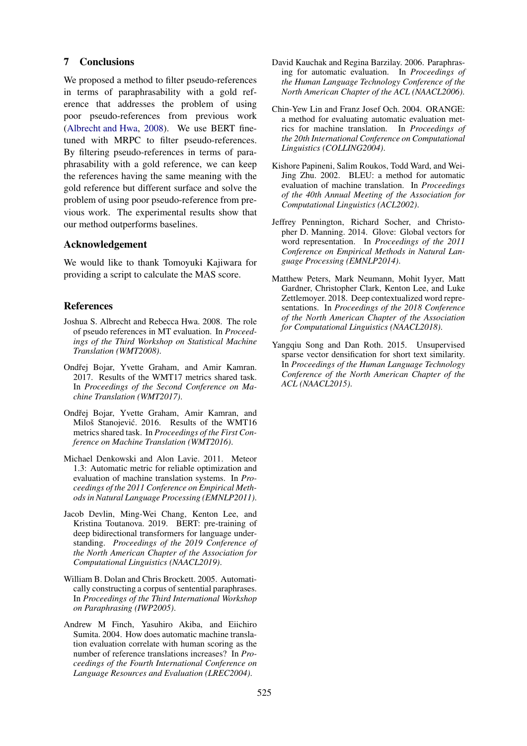## 7 Conclusions

We proposed a method to filter pseudo-references in terms of paraphrasability with a gold reference that addresses the problem of using poor pseudo-references from previous work (Albrecht and Hwa, 2008). We use BERT fine-tuned with MRPC to filter pseudo-references. By filtering pseudo-references in terms of paraphrasability with a gold reference, we can keep the references having the same meaning with the gold reference but different surface and solve the problem of using poor pseudo-reference from previous work. The experimental results show that our method outperforms baselines.

### Acknowledgement

We would like to thank Tomoyuki Kajiwara for providing a script to calculate the MAS score.

### References

Joshua S. Albrecht and Rebecca Hwa. 2008. The role of pseudo references in MT evaluation. In *Proceedings of the Third Workshop on Statistical Machine Translation (WMT2008)*.

Ondřej Bojar, Yvette Graham, and Amir Kamran. 2017. Results of the WMT17 metrics shared task. In *Proceedings of the Second Conference on Machine Translation (WMT2017)*.

Ondřej Bojar, Yvette Graham, Amir Kamran, and Miloš Stanojević. 2016. Results of the WMT16 metrics shared task. In *Proceedings of the First Conference on Machine Translation (WMT2016)*.

Michael Denkowski and Alon Lavie. 2011. Meteor 1.3: Automatic metric for reliable optimization and evaluation of machine translation systems. In *Proceedings of the 2011 Conference on Empirical Methods in Natural Language Processing (EMNLP2011)*.

Jacob Devlin, Ming-Wei Chang, Kenton Lee, and Kristina Toutanova. 2019. BERT: pre-training of deep bidirectional transformers for language understanding. *Proceedings of the 2019 Conference of the North American Chapter of the Association for Computational Linguistics (NAACL2019)*.

William B. Dolan and Chris Brockett. 2005. Automatically constructing a corpus of sentential paraphrases. In *Proceedings of the Third International Workshop on Paraphrasing (IWP2005)*.

Andrew M Finch, Yasuhiro Akiba, and Eiichiro Sumita. 2004. How does automatic machine translation evaluation correlate with human scoring as the number of reference translations increases? In *Proceedings of the Fourth International Conference on Language Resources and Evaluation (LREC2004)*.

David Kauchak and Regina Barzilay. 2006. Paraphrasing for automatic evaluation. In *Proceedings of the Human Language Technology Conference of the North American Chapter of the ACL (NAACL2006)*.

Chin-Yew Lin and Franz Josef Och. 2004. ORANGE: a method for evaluating automatic evaluation metrics for machine translation. In *Proceedings of the 20th International Conference on Computational Linguistics (COLLING2004)*.

Kishore Papineni, Salim Roukos, Todd Ward, and Wei-Jing Zhu. 2002. BLEU: a method for automatic evaluation of machine translation. In *Proceedings of the 40th Annual Meeting of the Association for Computational Linguistics (ACL2002)*.

Jeffrey Pennington, Richard Socher, and Christopher D. Manning. 2014. Glove: Global vectors for word representation. In *Proceedings of the 2011 Conference on Empirical Methods in Natural Language Processing (EMNLP2014)*.

Matthew Peters, Mark Neumann, Mohit Iyyer, Matt Gardner, Christopher Clark, Kenton Lee, and Luke Zettlemoyer. 2018. Deep contextualized word representations. In *Proceedings of the 2018 Conference of the North American Chapter of the Association for Computational Linguistics (NAACL2018)*.

Yangqiu Song and Dan Roth. 2015. Unsupervised sparse vector densification for short text similarity. In *Proceedings of the Human Language Technology Conference of the North American Chapter of the ACL (NAACL2015)*.